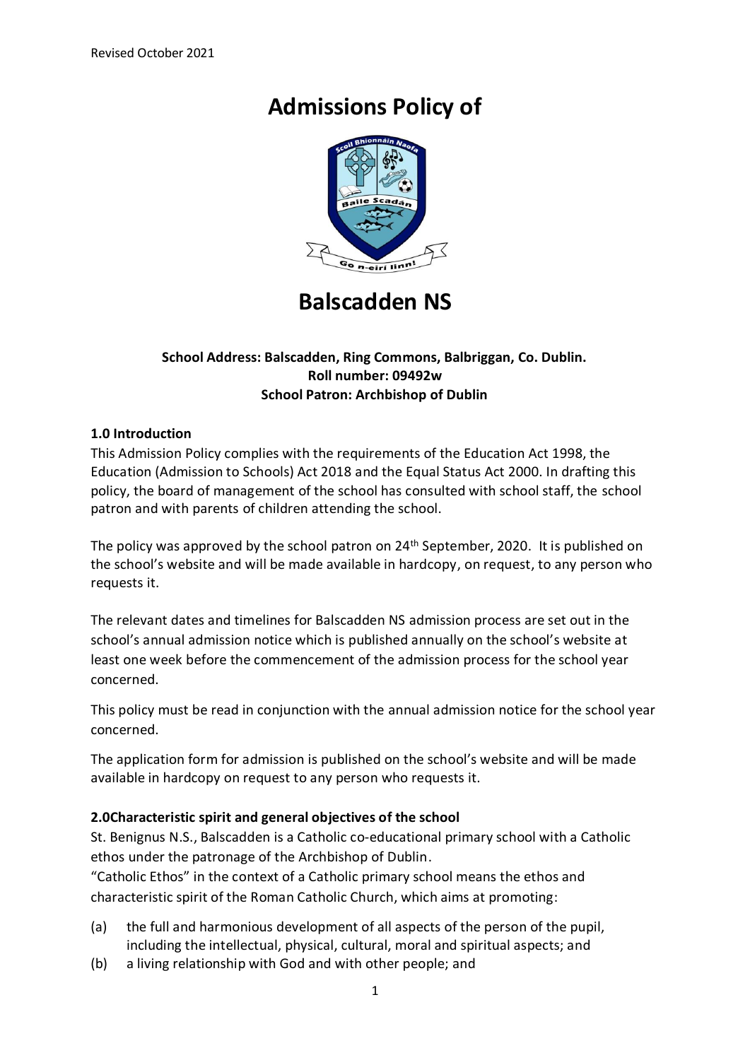Revised October 2021

# Admissions Policy of

# Balscadden NS

**School Address: Balscadden, Ring Commons, Balbriggan, Co. Dublin.**
**Roll number: 09492w**
**School Patron: Archbishop of Dublin**

### 1.0 Introduction

This Admission Policy complies with the requirements of the Education Act 1998, the Education (Admission to Schools) Act 2018 and the Equal Status Act 2000. In drafting this policy, the board of management of the school has consulted with school staff, the school patron and with parents of children attending the school.

The policy was approved by the school patron on 24th September, 2020. It is published on the school's website and will be made available in hardcopy, on request, to any person who requests it.

The relevant dates and timelines for Balscadden NS admission process are set out in the school's annual admission notice which is published annually on the school's website at least one week before the commencement of the admission process for the school year concerned.

This policy must be read in conjunction with the annual admission notice for the school year concerned.

The application form for admission is published on the school's website and will be made available in hardcopy on request to any person who requests it.

### 2.0Characteristic spirit and general objectives of the school

St. Benignus N.S., Balscadden is a Catholic co-educational primary school with a Catholic ethos under the patronage of the Archbishop of Dublin.

"Catholic Ethos" in the context of a Catholic primary school means the ethos and characteristic spirit of the Roman Catholic Church, which aims at promoting:

(a) the full and harmonious development of all aspects of the person of the pupil, including the intellectual, physical, cultural, moral and spiritual aspects; and

(b) a living relationship with God and with other people; and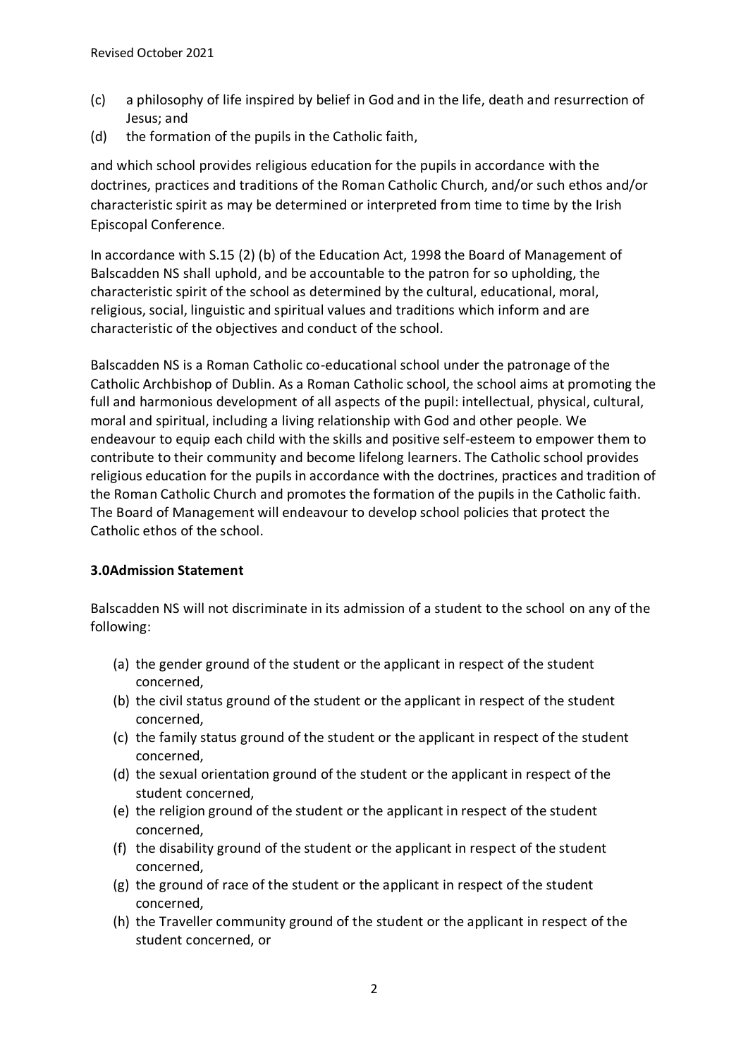(c) a philosophy of life inspired by belief in God and in the life, death and resurrection of Jesus; and

(d) the formation of the pupils in the Catholic faith,

and which school provides religious education for the pupils in accordance with the doctrines, practices and traditions of the Roman Catholic Church, and/or such ethos and/or characteristic spirit as may be determined or interpreted from time to time by the Irish Episcopal Conference.

In accordance with S.15 (2) (b) of the Education Act, 1998 the Board of Management of Balscadden NS shall uphold, and be accountable to the patron for so upholding, the characteristic spirit of the school as determined by the cultural, educational, moral, religious, social, linguistic and spiritual values and traditions which inform and are characteristic of the objectives and conduct of the school.

Balscadden NS is a Roman Catholic co-educational school under the patronage of the Catholic Archbishop of Dublin. As a Roman Catholic school, the school aims at promoting the full and harmonious development of all aspects of the pupil: intellectual, physical, cultural, moral and spiritual, including a living relationship with God and other people. We endeavour to equip each child with the skills and positive self-esteem to empower them to contribute to their community and become lifelong learners. The Catholic school provides religious education for the pupils in accordance with the doctrines, practices and tradition of the Roman Catholic Church and promotes the formation of the pupils in the Catholic faith. The Board of Management will endeavour to develop school policies that protect the Catholic ethos of the school.

### 3.0Admission Statement

Balscadden NS will not discriminate in its admission of a student to the school on any of the following:

(a) the gender ground of the student or the applicant in respect of the student concerned,

(b) the civil status ground of the student or the applicant in respect of the student concerned,

(c) the family status ground of the student or the applicant in respect of the student concerned,

(d) the sexual orientation ground of the student or the applicant in respect of the student concerned,

(e) the religion ground of the student or the applicant in respect of the student concerned,

(f) the disability ground of the student or the applicant in respect of the student concerned,

(g) the ground of race of the student or the applicant in respect of the student concerned,

(h) the Traveller community ground of the student or the applicant in respect of the student concerned, or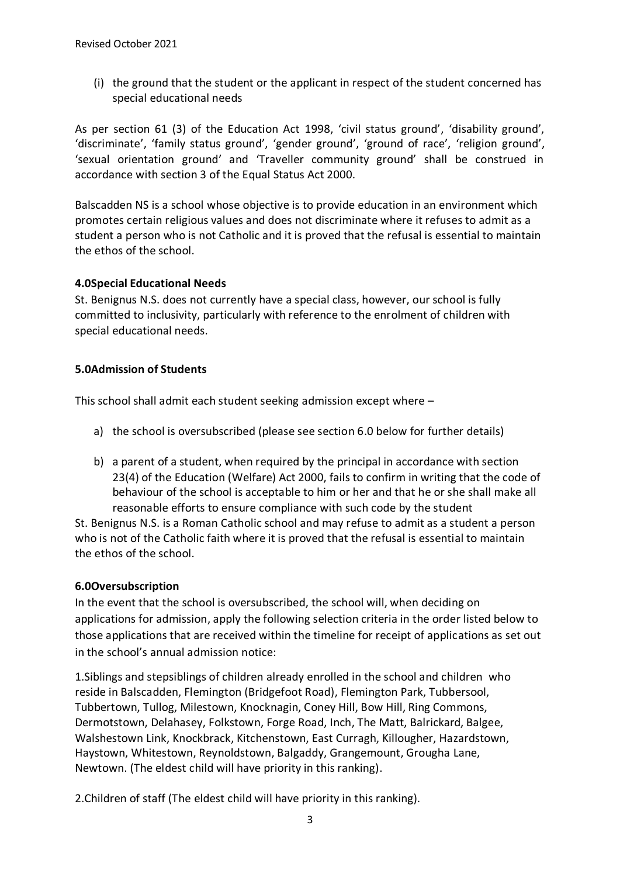(i) the ground that the student or the applicant in respect of the student concerned has special educational needs

As per section 61 (3) of the Education Act 1998, 'civil status ground', 'disability ground', 'discriminate', 'family status ground', 'gender ground', 'ground of race', 'religion ground', 'sexual orientation ground' and 'Traveller community ground' shall be construed in accordance with section 3 of the Equal Status Act 2000.

Balscadden NS is a school whose objective is to provide education in an environment which promotes certain religious values and does not discriminate where it refuses to admit as a student a person who is not Catholic and it is proved that the refusal is essential to maintain the ethos of the school.

**4.0Special Educational Needs**

St. Benignus N.S. does not currently have a special class, however, our school is fully committed to inclusivity, particularly with reference to the enrolment of children with special educational needs.

**5.0Admission of Students**

This school shall admit each student seeking admission except where –

a) the school is oversubscribed (please see section 6.0 below for further details)

b) a parent of a student, when required by the principal in accordance with section 23(4) of the Education (Welfare) Act 2000, fails to confirm in writing that the code of behaviour of the school is acceptable to him or her and that he or she shall make all reasonable efforts to ensure compliance with such code by the student

St. Benignus N.S. is a Roman Catholic school and may refuse to admit as a student a person who is not of the Catholic faith where it is proved that the refusal is essential to maintain the ethos of the school.

**6.0Oversubscription**

In the event that the school is oversubscribed, the school will, when deciding on applications for admission, apply the following selection criteria in the order listed below to those applications that are received within the timeline for receipt of applications as set out in the school's annual admission notice:

1.Siblings and stepsiblings of children already enrolled in the school and children who reside in Balscadden, Flemington (Bridgefoot Road), Flemington Park, Tubbersool, Tubbertown, Tullog, Milestown, Knocknagin, Coney Hill, Bow Hill, Ring Commons, Dermotstown, Delahasey, Folkstown, Forge Road, Inch, The Matt, Balrickard, Balgee, Walshestown Link, Knockbrack, Kitchenstown, East Curragh, Killougher, Hazardstown, Haystown, Whitestown, Reynoldstown, Balgaddy, Grangemount, Grougha Lane, Newtown. (The eldest child will have priority in this ranking).

2.Children of staff (The eldest child will have priority in this ranking).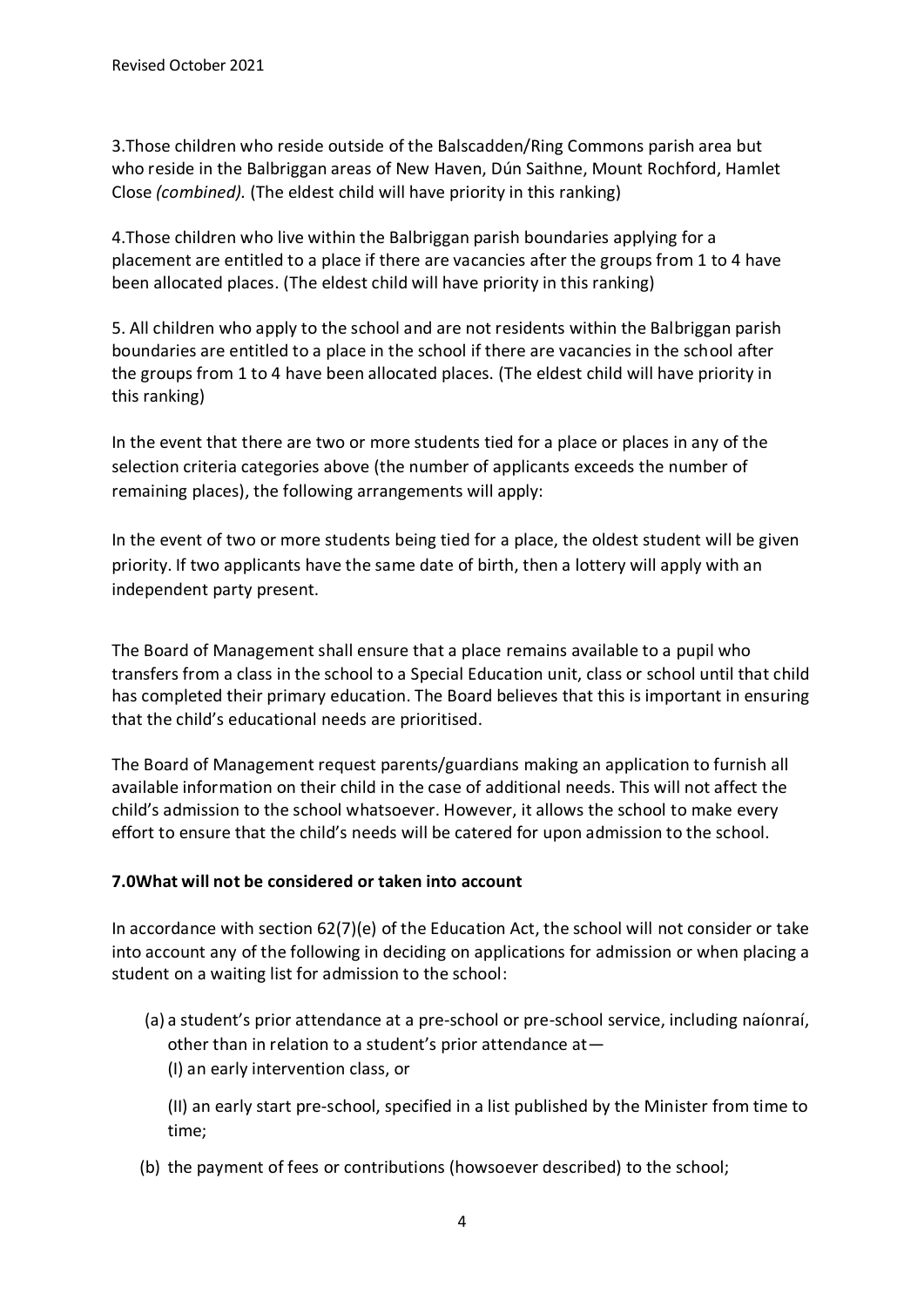3.Those children who reside outside of the Balscadden/Ring Commons parish area but who reside in the Balbriggan areas of New Haven, Dún Saithne, Mount Rochford, Hamlet Close *(combined).* (The eldest child will have priority in this ranking)

4.Those children who live within the Balbriggan parish boundaries applying for a placement are entitled to a place if there are vacancies after the groups from 1 to 4 have been allocated places. (The eldest child will have priority in this ranking)

5. All children who apply to the school and are not residents within the Balbriggan parish boundaries are entitled to a place in the school if there are vacancies in the school after the groups from 1 to 4 have been allocated places. (The eldest child will have priority in this ranking)

In the event that there are two or more students tied for a place or places in any of the selection criteria categories above (the number of applicants exceeds the number of remaining places), the following arrangements will apply:

In the event of two or more students being tied for a place, the oldest student will be given priority. If two applicants have the same date of birth, then a lottery will apply with an independent party present.

The Board of Management shall ensure that a place remains available to a pupil who transfers from a class in the school to a Special Education unit, class or school until that child has completed their primary education. The Board believes that this is important in ensuring that the child's educational needs are prioritised.

The Board of Management request parents/guardians making an application to furnish all available information on their child in the case of additional needs. This will not affect the child's admission to the school whatsoever. However, it allows the school to make every effort to ensure that the child's needs will be catered for upon admission to the school.

**7.0What will not be considered or taken into account**

In accordance with section 62(7)(e) of the Education Act, the school will not consider or take into account any of the following in deciding on applications for admission or when placing a student on a waiting list for admission to the school:

(a) a student's prior attendance at a pre-school or pre-school service, including naíonraí, other than in relation to a student's prior attendance at—
 (I) an early intervention class, or

 (II) an early start pre-school, specified in a list published by the Minister from time to time;

(b) the payment of fees or contributions (howsoever described) to the school;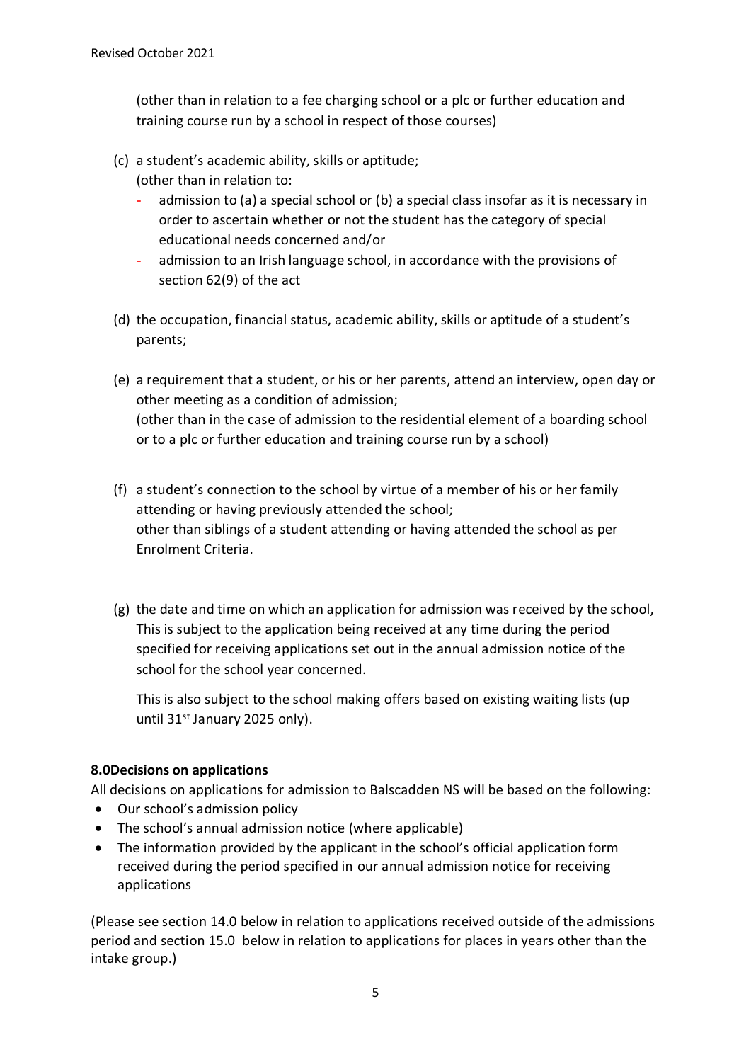(other than in relation to a fee charging school or a plc or further education and training course run by a school in respect of those courses)

(c) a student's academic ability, skills or aptitude;
(other than in relation to:
- admission to (a) a special school or (b) a special class insofar as it is necessary in order to ascertain whether or not the student has the category of special educational needs concerned and/or
- admission to an Irish language school, in accordance with the provisions of section 62(9) of the act

(d) the occupation, financial status, academic ability, skills or aptitude of a student's parents;

(e) a requirement that a student, or his or her parents, attend an interview, open day or other meeting as a condition of admission;
(other than in the case of admission to the residential element of a boarding school or to a plc or further education and training course run by a school)

(f) a student's connection to the school by virtue of a member of his or her family attending or having previously attended the school;
other than siblings of a student attending or having attended the school as per Enrolment Criteria.

(g) the date and time on which an application for admission was received by the school, This is subject to the application being received at any time during the period specified for receiving applications set out in the annual admission notice of the school for the school year concerned.

This is also subject to the school making offers based on existing waiting lists (up until 31st January 2025 only).

**8.0Decisions on applications**

All decisions on applications for admission to Balscadden NS will be based on the following:

- Our school's admission policy
- The school's annual admission notice (where applicable)
- The information provided by the applicant in the school's official application form received during the period specified in our annual admission notice for receiving applications

(Please see section 14.0 below in relation to applications received outside of the admissions period and section 15.0 below in relation to applications for places in years other than the intake group.)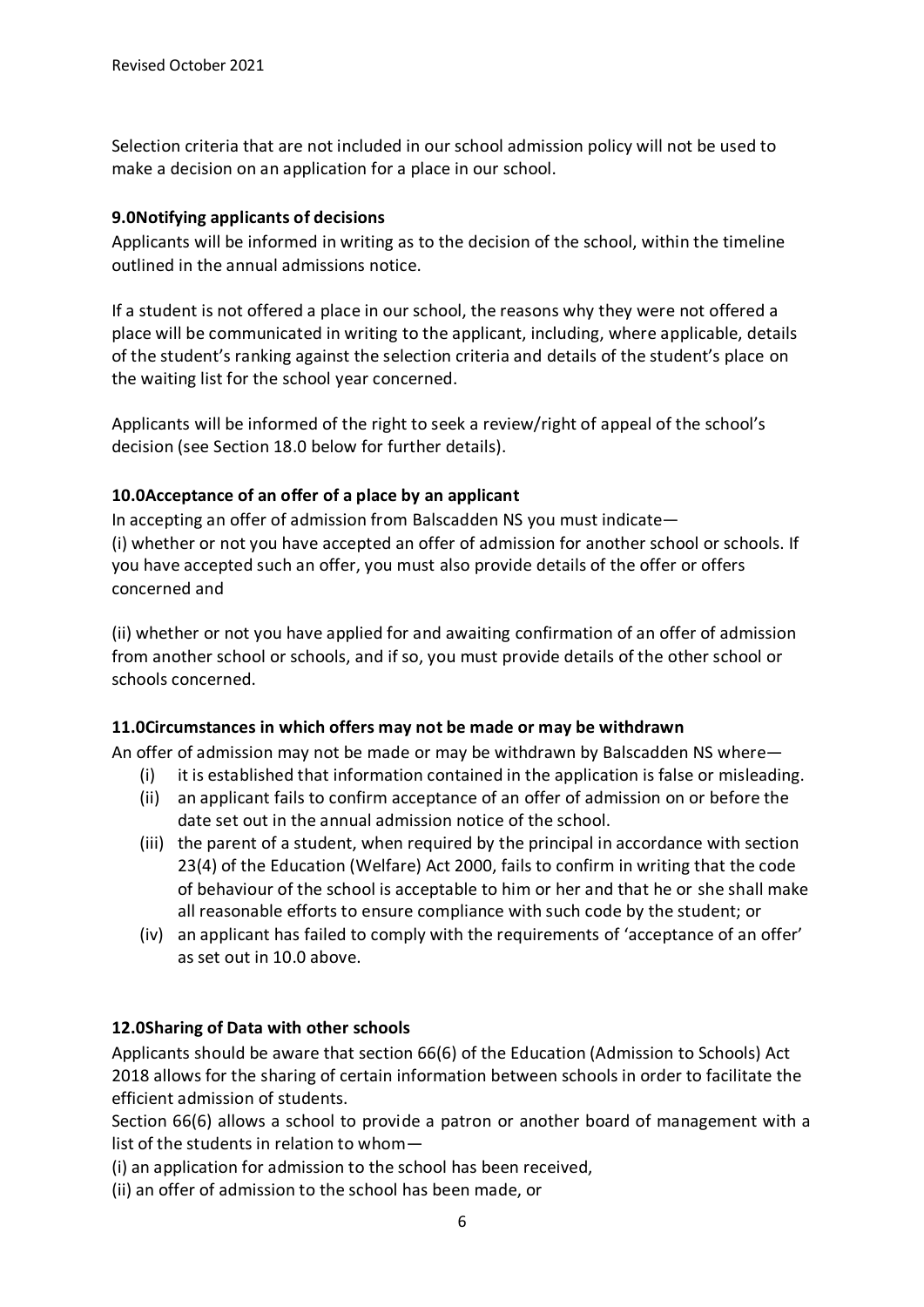Selection criteria that are not included in our school admission policy will not be used to make a decision on an application for a place in our school.

### 9.0Notifying applicants of decisions

Applicants will be informed in writing as to the decision of the school, within the timeline outlined in the annual admissions notice.

If a student is not offered a place in our school, the reasons why they were not offered a place will be communicated in writing to the applicant, including, where applicable, details of the student's ranking against the selection criteria and details of the student's place on the waiting list for the school year concerned.

Applicants will be informed of the right to seek a review/right of appeal of the school's decision (see Section 18.0 below for further details).

### 10.0Acceptance of an offer of a place by an applicant

In accepting an offer of admission from Balscadden NS you must indicate—
(i) whether or not you have accepted an offer of admission for another school or schools. If you have accepted such an offer, you must also provide details of the offer or offers concerned and

(ii) whether or not you have applied for and awaiting confirmation of an offer of admission from another school or schools, and if so, you must provide details of the other school or schools concerned.

### 11.0Circumstances in which offers may not be made or may be withdrawn

An offer of admission may not be made or may be withdrawn by Balscadden NS where—

(i) it is established that information contained in the application is false or misleading.
(ii) an applicant fails to confirm acceptance of an offer of admission on or before the date set out in the annual admission notice of the school.
(iii) the parent of a student, when required by the principal in accordance with section 23(4) of the Education (Welfare) Act 2000, fails to confirm in writing that the code of behaviour of the school is acceptable to him or her and that he or she shall make all reasonable efforts to ensure compliance with such code by the student; or
(iv) an applicant has failed to comply with the requirements of 'acceptance of an offer' as set out in 10.0 above.

### 12.0Sharing of Data with other schools

Applicants should be aware that section 66(6) of the Education (Admission to Schools) Act 2018 allows for the sharing of certain information between schools in order to facilitate the efficient admission of students.
Section 66(6) allows a school to provide a patron or another board of management with a list of the students in relation to whom—
(i) an application for admission to the school has been received,
(ii) an offer of admission to the school has been made, or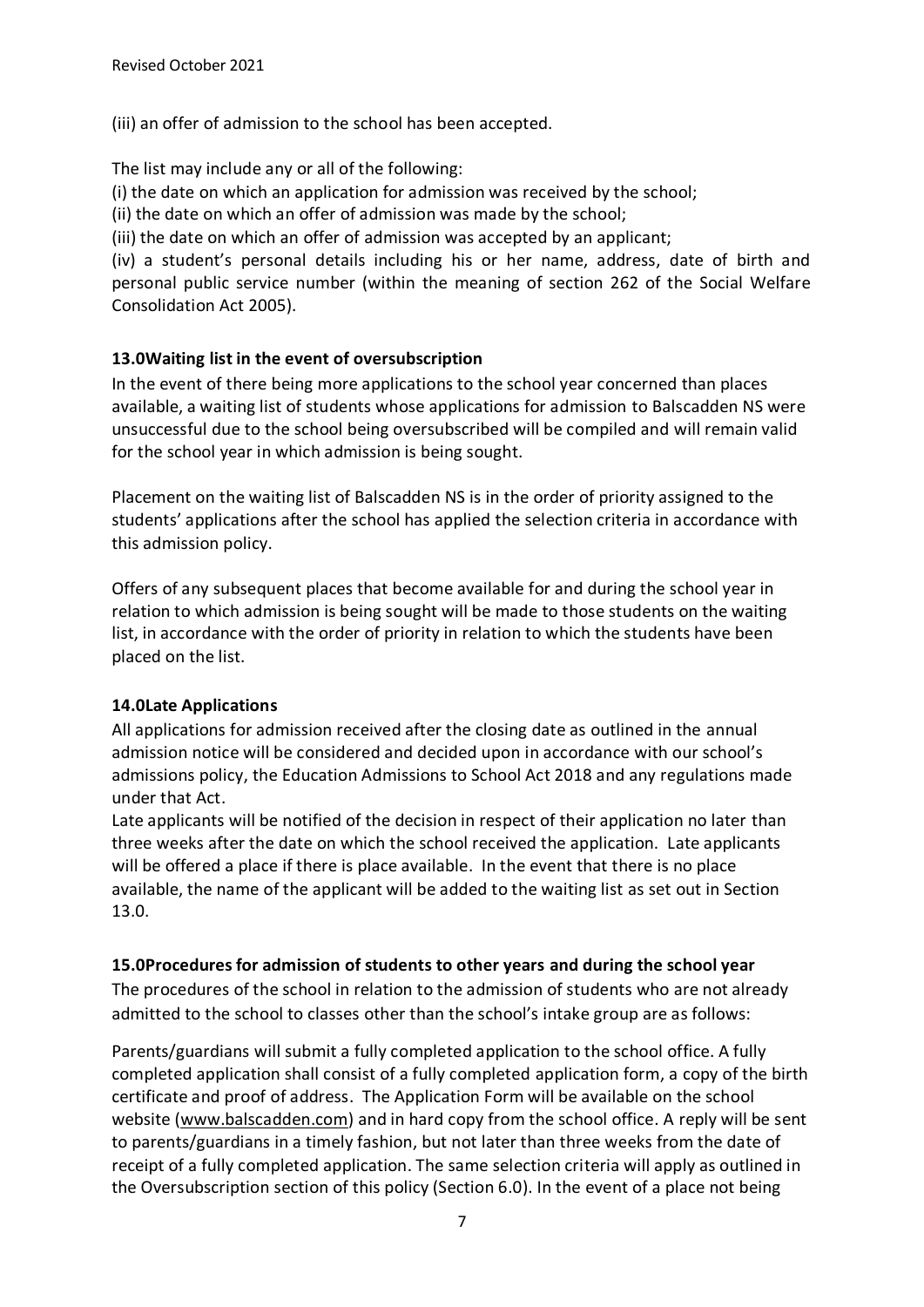(iii) an offer of admission to the school has been accepted.

The list may include any or all of the following:

(i) the date on which an application for admission was received by the school;

(ii) the date on which an offer of admission was made by the school;

(iii) the date on which an offer of admission was accepted by an applicant;

(iv) a student's personal details including his or her name, address, date of birth and personal public service number (within the meaning of section 262 of the Social Welfare Consolidation Act 2005).

## 13.0Waiting list in the event of oversubscription

In the event of there being more applications to the school year concerned than places available, a waiting list of students whose applications for admission to Balscadden NS were unsuccessful due to the school being oversubscribed will be compiled and will remain valid for the school year in which admission is being sought.

Placement on the waiting list of Balscadden NS is in the order of priority assigned to the students' applications after the school has applied the selection criteria in accordance with this admission policy.

Offers of any subsequent places that become available for and during the school year in relation to which admission is being sought will be made to those students on the waiting list, in accordance with the order of priority in relation to which the students have been placed on the list.

## 14.0Late Applications

All applications for admission received after the closing date as outlined in the annual admission notice will be considered and decided upon in accordance with our school's admissions policy, the Education Admissions to School Act 2018 and any regulations made under that Act.

Late applicants will be notified of the decision in respect of their application no later than three weeks after the date on which the school received the application. Late applicants will be offered a place if there is place available. In the event that there is no place available, the name of the applicant will be added to the waiting list as set out in Section 13.0.

## 15.0Procedures for admission of students to other years and during the school year

The procedures of the school in relation to the admission of students who are not already admitted to the school to classes other than the school's intake group are as follows:

Parents/guardians will submit a fully completed application to the school office. A fully completed application shall consist of a fully completed application form, a copy of the birth certificate and proof of address. The Application Form will be available on the school website (www.balscadden.com) and in hard copy from the school office. A reply will be sent to parents/guardians in a timely fashion, but not later than three weeks from the date of receipt of a fully completed application. The same selection criteria will apply as outlined in the Oversubscription section of this policy (Section 6.0). In the event of a place not being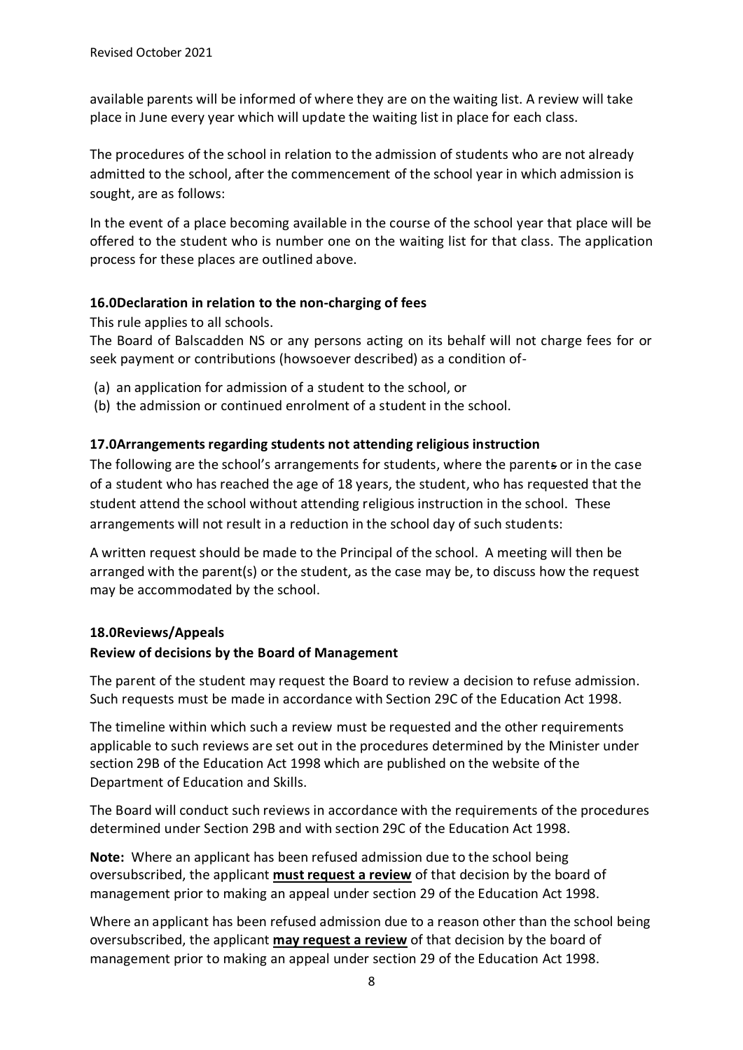available parents will be informed of where they are on the waiting list. A review will take place in June every year which will update the waiting list in place for each class.

The procedures of the school in relation to the admission of students who are not already admitted to the school, after the commencement of the school year in which admission is sought, are as follows:

In the event of a place becoming available in the course of the school year that place will be offered to the student who is number one on the waiting list for that class. The application process for these places are outlined above.

**16.0Declaration in relation to the non-charging of fees**

This rule applies to all schools.

The Board of Balscadden NS or any persons acting on its behalf will not charge fees for or seek payment or contributions (howsoever described) as a condition of-

(a) an application for admission of a student to the school, or
(b) the admission or continued enrolment of a student in the school.

**17.0Arrangements regarding students not attending religious instruction**

The following are the school's arrangements for students, where the parents or in the case of a student who has reached the age of 18 years, the student, who has requested that the student attend the school without attending religious instruction in the school. These arrangements will not result in a reduction in the school day of such students:

A written request should be made to the Principal of the school. A meeting will then be arranged with the parent(s) or the student, as the case may be, to discuss how the request may be accommodated by the school.

**18.0Reviews/Appeals**

**Review of decisions by the Board of Management**

The parent of the student may request the Board to review a decision to refuse admission. Such requests must be made in accordance with Section 29C of the Education Act 1998.

The timeline within which such a review must be requested and the other requirements applicable to such reviews are set out in the procedures determined by the Minister under section 29B of the Education Act 1998 which are published on the website of the Department of Education and Skills.

The Board will conduct such reviews in accordance with the requirements of the procedures determined under Section 29B and with section 29C of the Education Act 1998.

**Note:** Where an applicant has been refused admission due to the school being oversubscribed, the applicant **must request a review** of that decision by the board of management prior to making an appeal under section 29 of the Education Act 1998.

Where an applicant has been refused admission due to a reason other than the school being oversubscribed, the applicant **may request a review** of that decision by the board of management prior to making an appeal under section 29 of the Education Act 1998.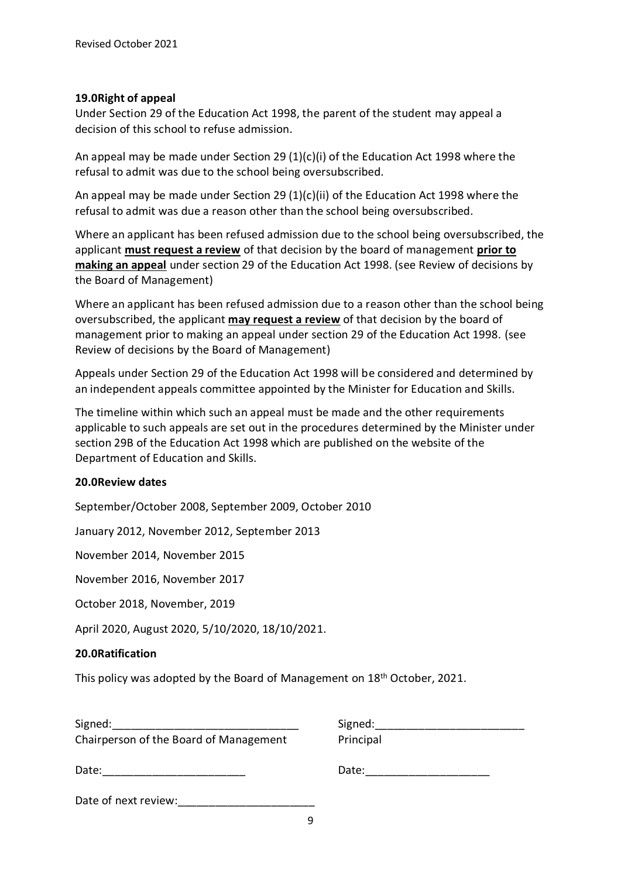## 19.0Right of appeal

Under Section 29 of the Education Act 1998, the parent of the student may appeal a decision of this school to refuse admission.

An appeal may be made under Section 29 (1)(c)(i) of the Education Act 1998 where the refusal to admit was due to the school being oversubscribed.

An appeal may be made under Section 29 (1)(c)(ii) of the Education Act 1998 where the refusal to admit was due a reason other than the school being oversubscribed.

Where an applicant has been refused admission due to the school being oversubscribed, the applicant **must request a review** of that decision by the board of management **prior to making an appeal** under section 29 of the Education Act 1998. (see Review of decisions by the Board of Management)

Where an applicant has been refused admission due to a reason other than the school being oversubscribed, the applicant **may request a review** of that decision by the board of management prior to making an appeal under section 29 of the Education Act 1998. (see Review of decisions by the Board of Management)

Appeals under Section 29 of the Education Act 1998 will be considered and determined by an independent appeals committee appointed by the Minister for Education and Skills.

The timeline within which such an appeal must be made and the other requirements applicable to such appeals are set out in the procedures determined by the Minister under section 29B of the Education Act 1998 which are published on the website of the Department of Education and Skills.

## 20.0Review dates

September/October 2008, September 2009, October 2010

January 2012, November 2012, September 2013

November 2014, November 2015

November 2016, November 2017

October 2018, November, 2019

April 2020, August 2020, 5/10/2020, 18/10/2021.

## 20.0Ratification

This policy was adopted by the Board of Management on 18th October, 2021.

Signed:______________________________
Chairperson of the Board of Management

Signed:________________________
Principal

Date:_______________________

Date:____________________

Date of next review:______________________